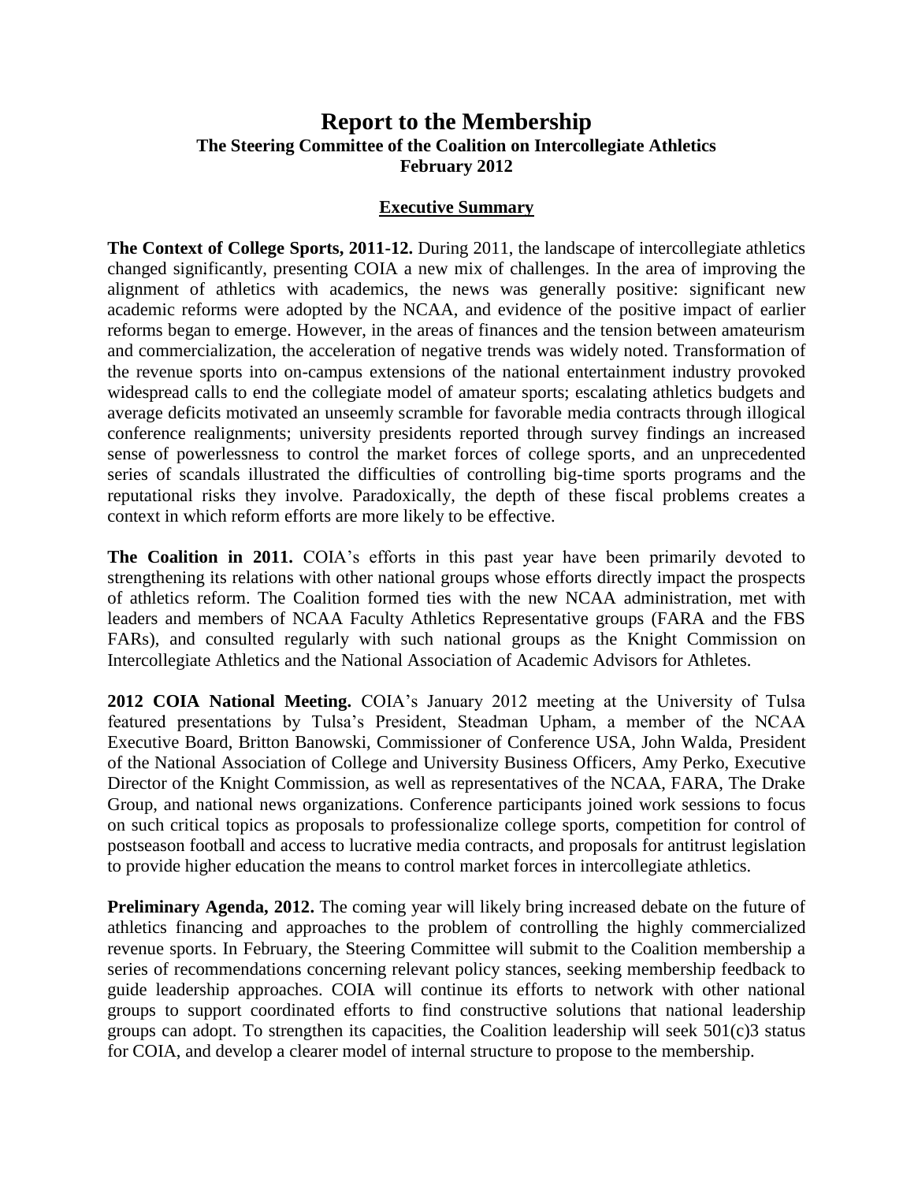# Report to the Membership

## The Steering Committee of the Coalition on Intercollegiate Athletics
## February 2012

### Executive Summary

**The Context of College Sports, 2011-12.** During 2011, the landscape of intercollegiate athletics changed significantly, presenting COIA a new mix of challenges. In the area of improving the alignment of athletics with academics, the news was generally positive: significant new academic reforms were adopted by the NCAA, and evidence of the positive impact of earlier reforms began to emerge. However, in the areas of finances and the tension between amateurism and commercialization, the acceleration of negative trends was widely noted. Transformation of the revenue sports into on-campus extensions of the national entertainment industry provoked widespread calls to end the collegiate model of amateur sports; escalating athletics budgets and average deficits motivated an unseemly scramble for favorable media contracts through illogical conference realignments; university presidents reported through survey findings an increased sense of powerlessness to control the market forces of college sports, and an unprecedented series of scandals illustrated the difficulties of controlling big-time sports programs and the reputational risks they involve. Paradoxically, the depth of these fiscal problems creates a context in which reform efforts are more likely to be effective.

**The Coalition in 2011.** COIA's efforts in this past year have been primarily devoted to strengthening its relations with other national groups whose efforts directly impact the prospects of athletics reform. The Coalition formed ties with the new NCAA administration, met with leaders and members of NCAA Faculty Athletics Representative groups (FARA and the FBS FARs), and consulted regularly with such national groups as the Knight Commission on Intercollegiate Athletics and the National Association of Academic Advisors for Athletes.

**2012 COIA National Meeting.** COIA's January 2012 meeting at the University of Tulsa featured presentations by Tulsa's President, Steadman Upham, a member of the NCAA Executive Board, Britton Banowski, Commissioner of Conference USA, John Walda, President of the National Association of College and University Business Officers, Amy Perko, Executive Director of the Knight Commission, as well as representatives of the NCAA, FARA, The Drake Group, and national news organizations. Conference participants joined work sessions to focus on such critical topics as proposals to professionalize college sports, competition for control of postseason football and access to lucrative media contracts, and proposals for antitrust legislation to provide higher education the means to control market forces in intercollegiate athletics.

**Preliminary Agenda, 2012.** The coming year will likely bring increased debate on the future of athletics financing and approaches to the problem of controlling the highly commercialized revenue sports. In February, the Steering Committee will submit to the Coalition membership a series of recommendations concerning relevant policy stances, seeking membership feedback to guide leadership approaches. COIA will continue its efforts to network with other national groups to support coordinated efforts to find constructive solutions that national leadership groups can adopt. To strengthen its capacities, the Coalition leadership will seek 501(c)3 status for COIA, and develop a clearer model of internal structure to propose to the membership.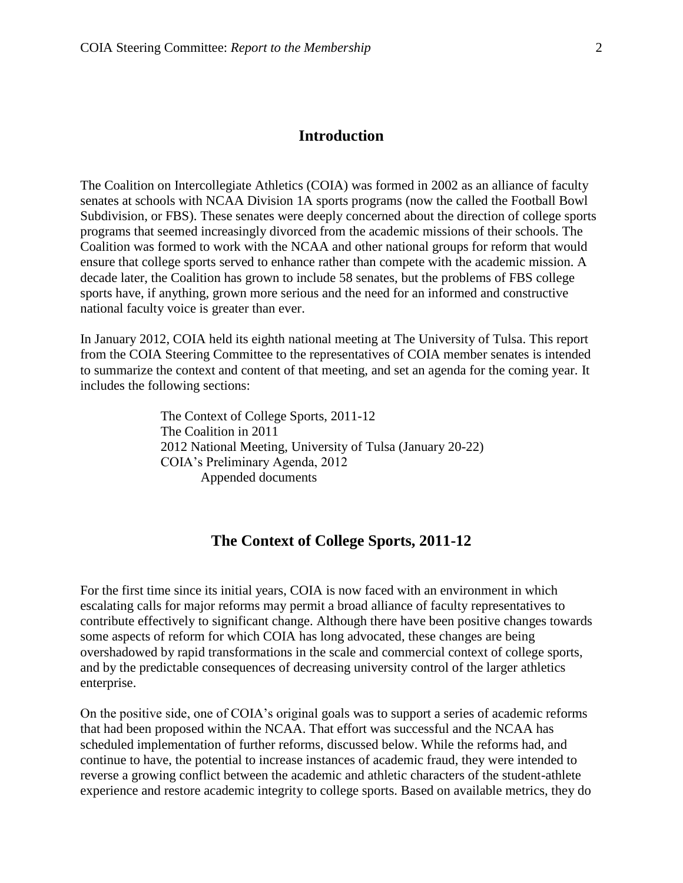## Introduction

The Coalition on Intercollegiate Athletics (COIA) was formed in 2002 as an alliance of faculty senates at schools with NCAA Division 1A sports programs (now the called the Football Bowl Subdivision, or FBS). These senates were deeply concerned about the direction of college sports programs that seemed increasingly divorced from the academic missions of their schools. The Coalition was formed to work with the NCAA and other national groups for reform that would ensure that college sports served to enhance rather than compete with the academic mission. A decade later, the Coalition has grown to include 58 senates, but the problems of FBS college sports have, if anything, grown more serious and the need for an informed and constructive national faculty voice is greater than ever.

In January 2012, COIA held its eighth national meeting at The University of Tulsa. This report from the COIA Steering Committee to the representatives of COIA member senates is intended to summarize the context and content of that meeting, and set an agenda for the coming year. It includes the following sections:

- The Context of College Sports, 2011-12
- The Coalition in 2011
- 2012 National Meeting, University of Tulsa (January 20-22)
- COIA's Preliminary Agenda, 2012
    - Appended documents

## The Context of College Sports, 2011-12

For the first time since its initial years, COIA is now faced with an environment in which escalating calls for major reforms may permit a broad alliance of faculty representatives to contribute effectively to significant change. Although there have been positive changes towards some aspects of reform for which COIA has long advocated, these changes are being overshadowed by rapid transformations in the scale and commercial context of college sports, and by the predictable consequences of decreasing university control of the larger athletics enterprise.

On the positive side, one of COIA's original goals was to support a series of academic reforms that had been proposed within the NCAA. That effort was successful and the NCAA has scheduled implementation of further reforms, discussed below. While the reforms had, and continue to have, the potential to increase instances of academic fraud, they were intended to reverse a growing conflict between the academic and athletic characters of the student-athlete experience and restore academic integrity to college sports. Based on available metrics, they do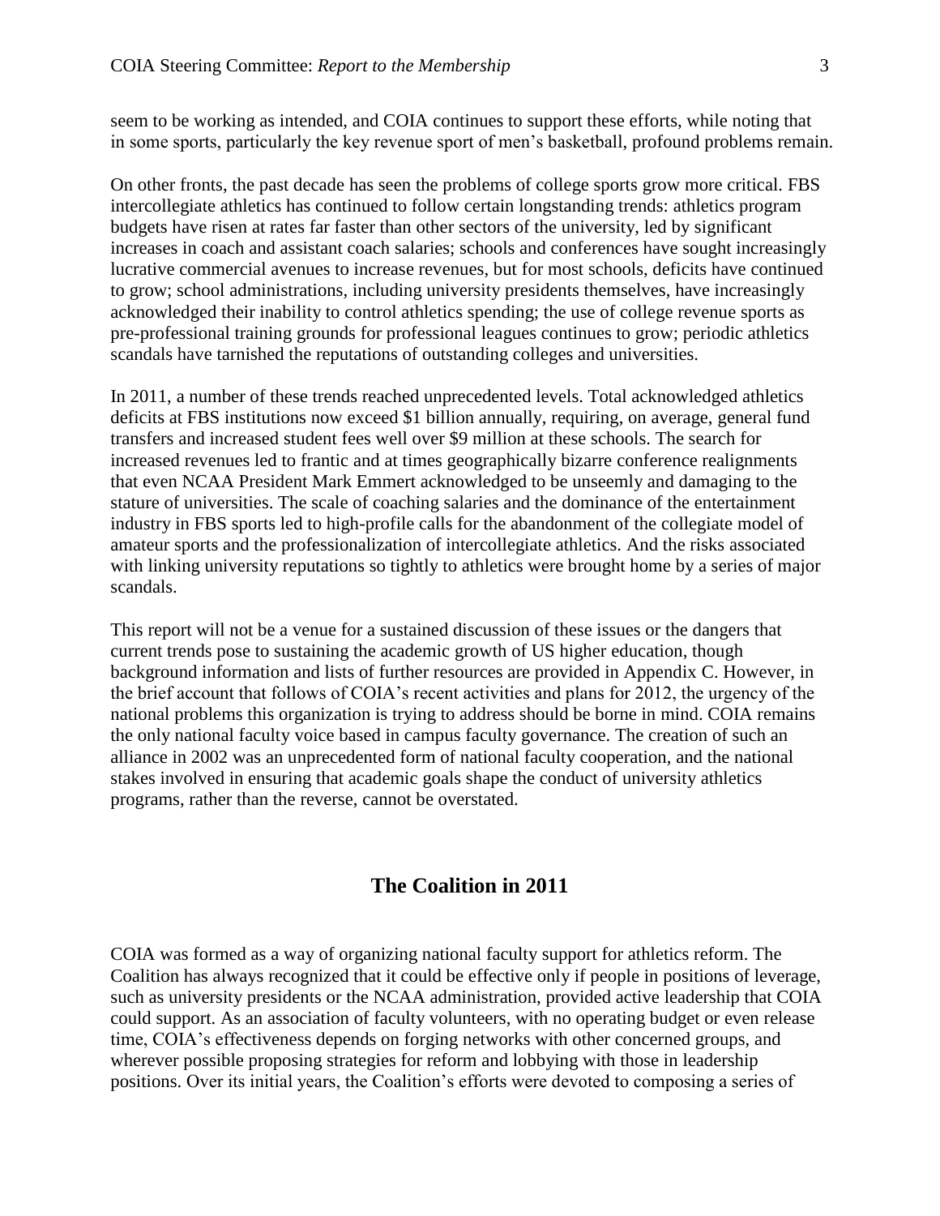seem to be working as intended, and COIA continues to support these efforts, while noting that in some sports, particularly the key revenue sport of men's basketball, profound problems remain.

On other fronts, the past decade has seen the problems of college sports grow more critical. FBS intercollegiate athletics has continued to follow certain longstanding trends: athletics program budgets have risen at rates far faster than other sectors of the university, led by significant increases in coach and assistant coach salaries; schools and conferences have sought increasingly lucrative commercial avenues to increase revenues, but for most schools, deficits have continued to grow; school administrations, including university presidents themselves, have increasingly acknowledged their inability to control athletics spending; the use of college revenue sports as pre-professional training grounds for professional leagues continues to grow; periodic athletics scandals have tarnished the reputations of outstanding colleges and universities.

In 2011, a number of these trends reached unprecedented levels. Total acknowledged athletics deficits at FBS institutions now exceed $1 billion annually, requiring, on average, general fund transfers and increased student fees well over $9 million at these schools. The search for increased revenues led to frantic and at times geographically bizarre conference realignments that even NCAA President Mark Emmert acknowledged to be unseemly and damaging to the stature of universities. The scale of coaching salaries and the dominance of the entertainment industry in FBS sports led to high-profile calls for the abandonment of the collegiate model of amateur sports and the professionalization of intercollegiate athletics. And the risks associated with linking university reputations so tightly to athletics were brought home by a series of major scandals.

This report will not be a venue for a sustained discussion of these issues or the dangers that current trends pose to sustaining the academic growth of US higher education, though background information and lists of further resources are provided in Appendix C. However, in the brief account that follows of COIA's recent activities and plans for 2012, the urgency of the national problems this organization is trying to address should be borne in mind. COIA remains the only national faculty voice based in campus faculty governance. The creation of such an alliance in 2002 was an unprecedented form of national faculty cooperation, and the national stakes involved in ensuring that academic goals shape the conduct of university athletics programs, rather than the reverse, cannot be overstated.

## The Coalition in 2011

COIA was formed as a way of organizing national faculty support for athletics reform. The Coalition has always recognized that it could be effective only if people in positions of leverage, such as university presidents or the NCAA administration, provided active leadership that COIA could support. As an association of faculty volunteers, with no operating budget or even release time, COIA's effectiveness depends on forging networks with other concerned groups, and wherever possible proposing strategies for reform and lobbying with those in leadership positions. Over its initial years, the Coalition's efforts were devoted to composing a series of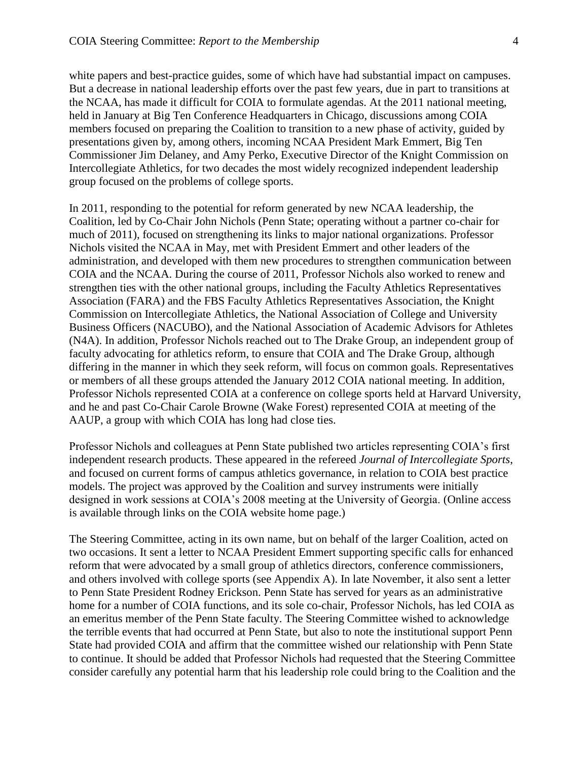white papers and best-practice guides, some of which have had substantial impact on campuses. But a decrease in national leadership efforts over the past few years, due in part to transitions at the NCAA, has made it difficult for COIA to formulate agendas. At the 2011 national meeting, held in January at Big Ten Conference Headquarters in Chicago, discussions among COIA members focused on preparing the Coalition to transition to a new phase of activity, guided by presentations given by, among others, incoming NCAA President Mark Emmert, Big Ten Commissioner Jim Delaney, and Amy Perko, Executive Director of the Knight Commission on Intercollegiate Athletics, for two decades the most widely recognized independent leadership group focused on the problems of college sports.

In 2011, responding to the potential for reform generated by new NCAA leadership, the Coalition, led by Co-Chair John Nichols (Penn State; operating without a partner co-chair for much of 2011), focused on strengthening its links to major national organizations. Professor Nichols visited the NCAA in May, met with President Emmert and other leaders of the administration, and developed with them new procedures to strengthen communication between COIA and the NCAA. During the course of 2011, Professor Nichols also worked to renew and strengthen ties with the other national groups, including the Faculty Athletics Representatives Association (FARA) and the FBS Faculty Athletics Representatives Association, the Knight Commission on Intercollegiate Athletics, the National Association of College and University Business Officers (NACUBO), and the National Association of Academic Advisors for Athletes (N4A). In addition, Professor Nichols reached out to The Drake Group, an independent group of faculty advocating for athletics reform, to ensure that COIA and The Drake Group, although differing in the manner in which they seek reform, will focus on common goals. Representatives or members of all these groups attended the January 2012 COIA national meeting. In addition, Professor Nichols represented COIA at a conference on college sports held at Harvard University, and he and past Co-Chair Carole Browne (Wake Forest) represented COIA at meeting of the AAUP, a group with which COIA has long had close ties.

Professor Nichols and colleagues at Penn State published two articles representing COIA's first independent research products. These appeared in the refereed *Journal of Intercollegiate Sports*, and focused on current forms of campus athletics governance, in relation to COIA best practice models. The project was approved by the Coalition and survey instruments were initially designed in work sessions at COIA's 2008 meeting at the University of Georgia. (Online access is available through links on the COIA website home page.)

The Steering Committee, acting in its own name, but on behalf of the larger Coalition, acted on two occasions. It sent a letter to NCAA President Emmert supporting specific calls for enhanced reform that were advocated by a small group of athletics directors, conference commissioners, and others involved with college sports (see Appendix A). In late November, it also sent a letter to Penn State President Rodney Erickson. Penn State has served for years as an administrative home for a number of COIA functions, and its sole co-chair, Professor Nichols, has led COIA as an emeritus member of the Penn State faculty. The Steering Committee wished to acknowledge the terrible events that had occurred at Penn State, but also to note the institutional support Penn State had provided COIA and affirm that the committee wished our relationship with Penn State to continue. It should be added that Professor Nichols had requested that the Steering Committee consider carefully any potential harm that his leadership role could bring to the Coalition and the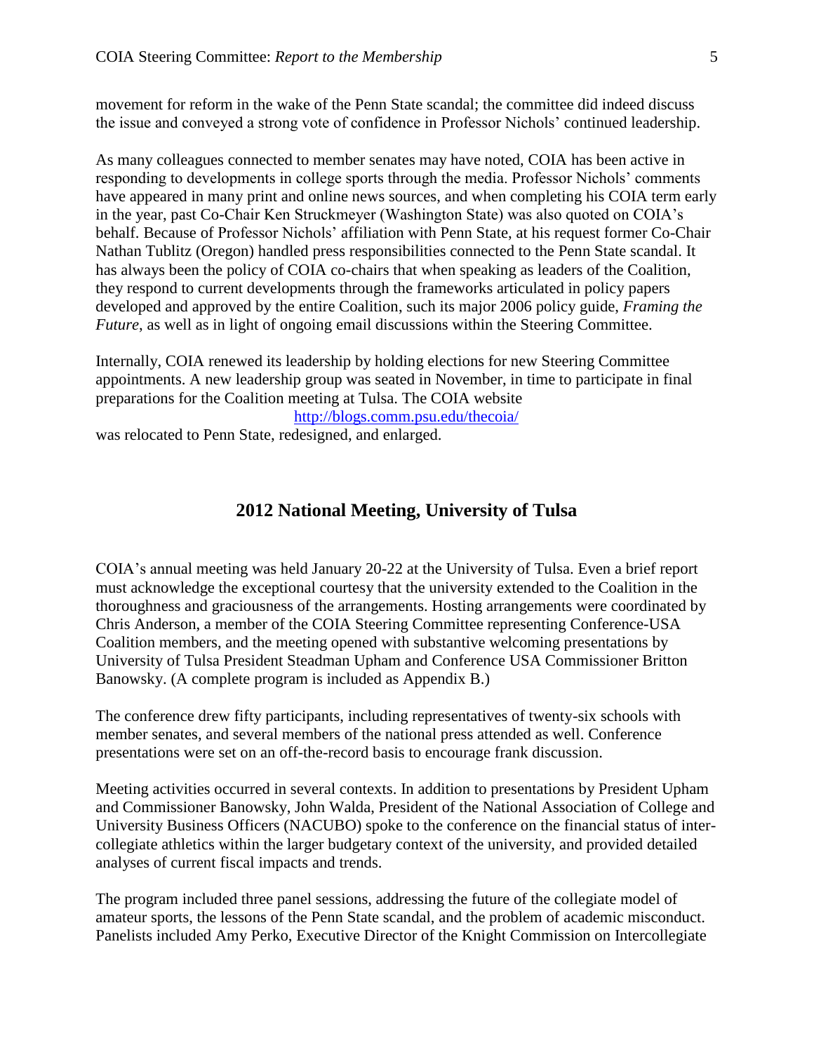movement for reform in the wake of the Penn State scandal; the committee did indeed discuss the issue and conveyed a strong vote of confidence in Professor Nichols' continued leadership.

As many colleagues connected to member senates may have noted, COIA has been active in responding to developments in college sports through the media. Professor Nichols' comments have appeared in many print and online news sources, and when completing his COIA term early in the year, past Co-Chair Ken Struckmeyer (Washington State) was also quoted on COIA's behalf. Because of Professor Nichols' affiliation with Penn State, at his request former Co-Chair Nathan Tublitz (Oregon) handled press responsibilities connected to the Penn State scandal. It has always been the policy of COIA co-chairs that when speaking as leaders of the Coalition, they respond to current developments through the frameworks articulated in policy papers developed and approved by the entire Coalition, such its major 2006 policy guide, *Framing the Future*, as well as in light of ongoing email discussions within the Steering Committee.

Internally, COIA renewed its leadership by holding elections for new Steering Committee appointments. A new leadership group was seated in November, in time to participate in final preparations for the Coalition meeting at Tulsa. The COIA website http://blogs.comm.psu.edu/thecoia/ was relocated to Penn State, redesigned, and enlarged.

## 2012 National Meeting, University of Tulsa

COIA's annual meeting was held January 20-22 at the University of Tulsa. Even a brief report must acknowledge the exceptional courtesy that the university extended to the Coalition in the thoroughness and graciousness of the arrangements. Hosting arrangements were coordinated by Chris Anderson, a member of the COIA Steering Committee representing Conference-USA Coalition members, and the meeting opened with substantive welcoming presentations by University of Tulsa President Steadman Upham and Conference USA Commissioner Britton Banowsky. (A complete program is included as Appendix B.)

The conference drew fifty participants, including representatives of twenty-six schools with member senates, and several members of the national press attended as well. Conference presentations were set on an off-the-record basis to encourage frank discussion.

Meeting activities occurred in several contexts. In addition to presentations by President Upham and Commissioner Banowsky, John Walda, President of the National Association of College and University Business Officers (NACUBO) spoke to the conference on the financial status of inter-collegiate athletics within the larger budgetary context of the university, and provided detailed analyses of current fiscal impacts and trends.

The program included three panel sessions, addressing the future of the collegiate model of amateur sports, the lessons of the Penn State scandal, and the problem of academic misconduct. Panelists included Amy Perko, Executive Director of the Knight Commission on Intercollegiate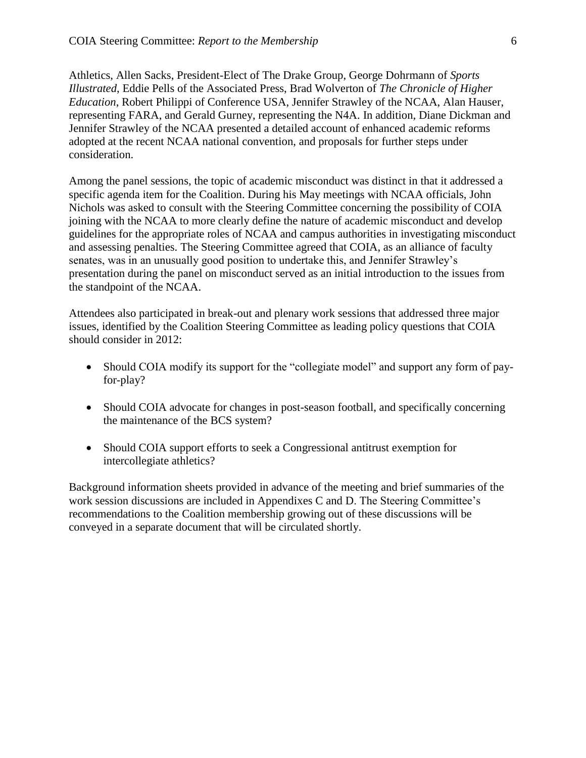Athletics, Allen Sacks, President-Elect of The Drake Group, George Dohrmann of *Sports Illustrated*, Eddie Pells of the Associated Press, Brad Wolverton of *The Chronicle of Higher Education*, Robert Philippi of Conference USA, Jennifer Strawley of the NCAA, Alan Hauser, representing FARA, and Gerald Gurney, representing the N4A. In addition, Diane Dickman and Jennifer Strawley of the NCAA presented a detailed account of enhanced academic reforms adopted at the recent NCAA national convention, and proposals for further steps under consideration.

Among the panel sessions, the topic of academic misconduct was distinct in that it addressed a specific agenda item for the Coalition. During his May meetings with NCAA officials, John Nichols was asked to consult with the Steering Committee concerning the possibility of COIA joining with the NCAA to more clearly define the nature of academic misconduct and develop guidelines for the appropriate roles of NCAA and campus authorities in investigating misconduct and assessing penalties. The Steering Committee agreed that COIA, as an alliance of faculty senates, was in an unusually good position to undertake this, and Jennifer Strawley's presentation during the panel on misconduct served as an initial introduction to the issues from the standpoint of the NCAA.

Attendees also participated in break-out and plenary work sessions that addressed three major issues, identified by the Coalition Steering Committee as leading policy questions that COIA should consider in 2012:

- Should COIA modify its support for the "collegiate model" and support any form of pay-for-play?
- Should COIA advocate for changes in post-season football, and specifically concerning the maintenance of the BCS system?
- Should COIA support efforts to seek a Congressional antitrust exemption for intercollegiate athletics?

Background information sheets provided in advance of the meeting and brief summaries of the work session discussions are included in Appendixes C and D. The Steering Committee's recommendations to the Coalition membership growing out of these discussions will be conveyed in a separate document that will be circulated shortly.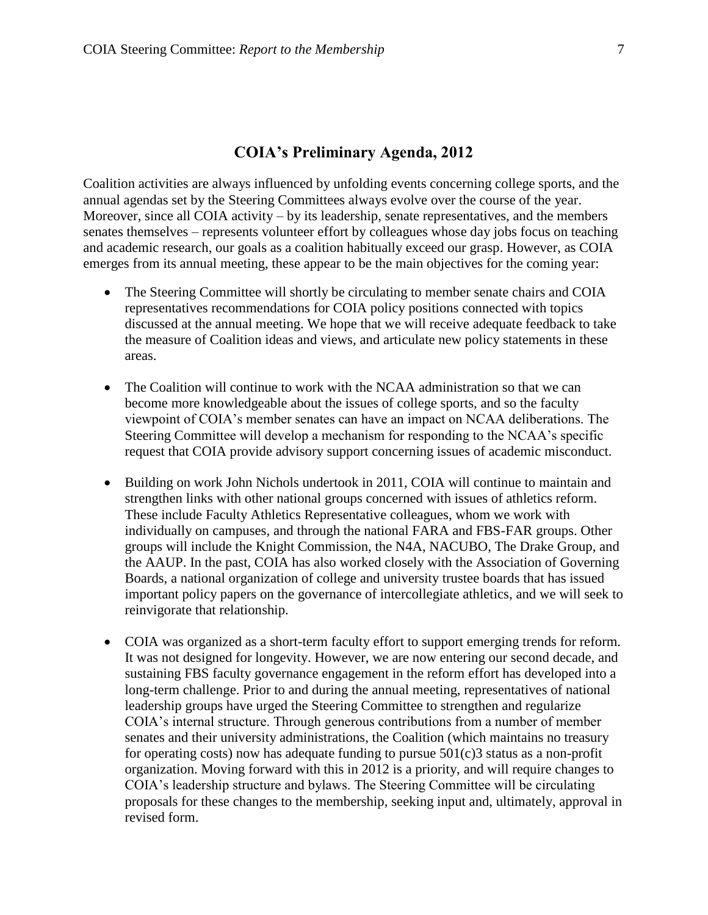## COIA's Preliminary Agenda, 2012

Coalition activities are always influenced by unfolding events concerning college sports, and the annual agendas set by the Steering Committees always evolve over the course of the year. Moreover, since all COIA activity – by its leadership, senate representatives, and the members senates themselves – represents volunteer effort by colleagues whose day jobs focus on teaching and academic research, our goals as a coalition habitually exceed our grasp. However, as COIA emerges from its annual meeting, these appear to be the main objectives for the coming year:

- The Steering Committee will shortly be circulating to member senate chairs and COIA representatives recommendations for COIA policy positions connected with topics discussed at the annual meeting. We hope that we will receive adequate feedback to take the measure of Coalition ideas and views, and articulate new policy statements in these areas.

- The Coalition will continue to work with the NCAA administration so that we can become more knowledgeable about the issues of college sports, and so the faculty viewpoint of COIA's member senates can have an impact on NCAA deliberations. The Steering Committee will develop a mechanism for responding to the NCAA's specific request that COIA provide advisory support concerning issues of academic misconduct.

- Building on work John Nichols undertook in 2011, COIA will continue to maintain and strengthen links with other national groups concerned with issues of athletics reform. These include Faculty Athletics Representative colleagues, whom we work with individually on campuses, and through the national FARA and FBS-FAR groups. Other groups will include the Knight Commission, the N4A, NACUBO, The Drake Group, and the AAUP. In the past, COIA has also worked closely with the Association of Governing Boards, a national organization of college and university trustee boards that has issued important policy papers on the governance of intercollegiate athletics, and we will seek to reinvigorate that relationship.

- COIA was organized as a short-term faculty effort to support emerging trends for reform. It was not designed for longevity. However, we are now entering our second decade, and sustaining FBS faculty governance engagement in the reform effort has developed into a long-term challenge. Prior to and during the annual meeting, representatives of national leadership groups have urged the Steering Committee to strengthen and regularize COIA's internal structure. Through generous contributions from a number of member senates and their university administrations, the Coalition (which maintains no treasury for operating costs) now has adequate funding to pursue 501(c)3 status as a non-profit organization. Moving forward with this in 2012 is a priority, and will require changes to COIA's leadership structure and bylaws. The Steering Committee will be circulating proposals for these changes to the membership, seeking input and, ultimately, approval in revised form.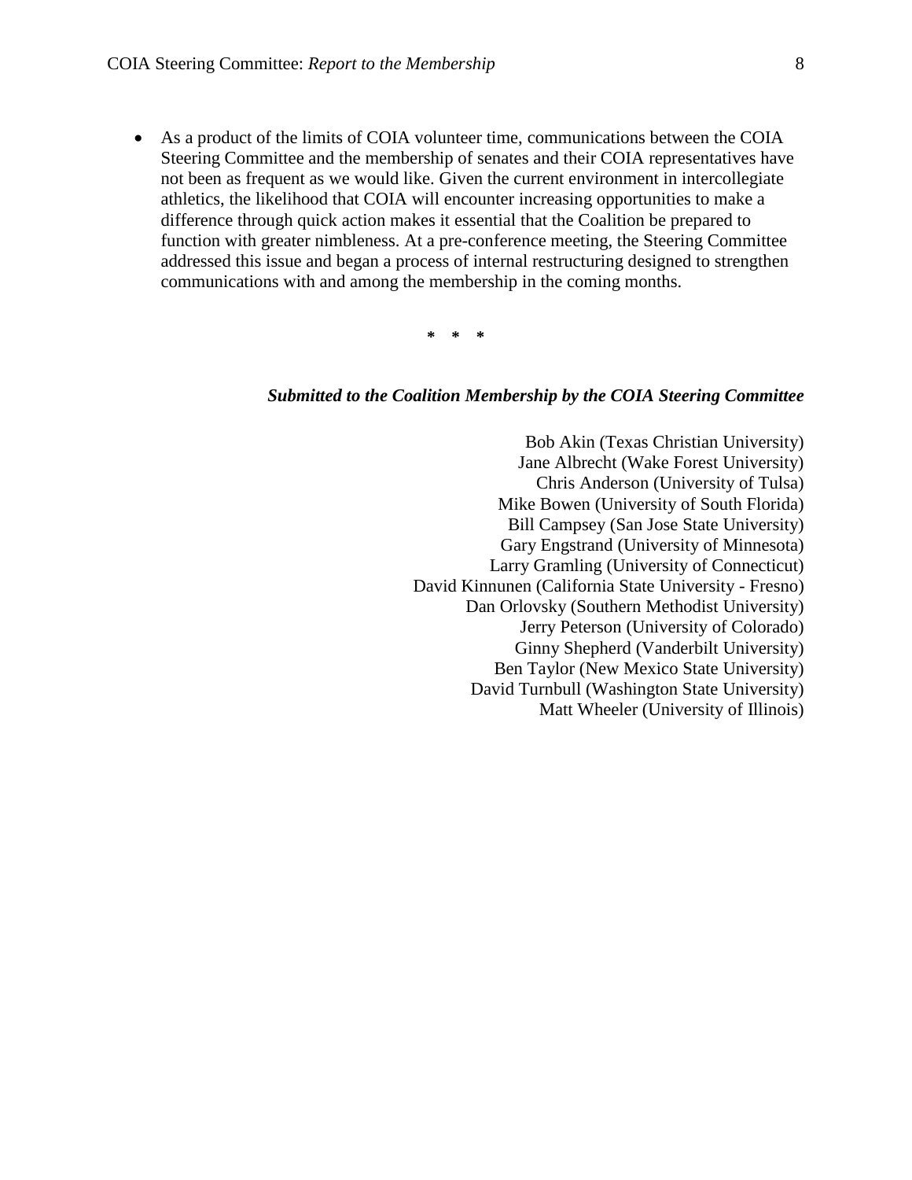- As a product of the limits of COIA volunteer time, communications between the COIA Steering Committee and the membership of senates and their COIA representatives have not been as frequent as we would like. Given the current environment in intercollegiate athletics, the likelihood that COIA will encounter increasing opportunities to make a difference through quick action makes it essential that the Coalition be prepared to function with greater nimbleness. At a pre-conference meeting, the Steering Committee addressed this issue and began a process of internal restructuring designed to strengthen communications with and among the membership in the coming months.

**\*   \*   \***

***Submitted to the Coalition Membership by the COIA Steering Committee***

Bob Akin (Texas Christian University)
Jane Albrecht (Wake Forest University)
Chris Anderson (University of Tulsa)
Mike Bowen (University of South Florida)
Bill Campsey (San Jose State University)
Gary Engstrand (University of Minnesota)
Larry Gramling (University of Connecticut)
David Kinnunen (California State University - Fresno)
Dan Orlovsky (Southern Methodist University)
Jerry Peterson (University of Colorado)
Ginny Shepherd (Vanderbilt University)
Ben Taylor (New Mexico State University)
David Turnbull (Washington State University)
Matt Wheeler (University of Illinois)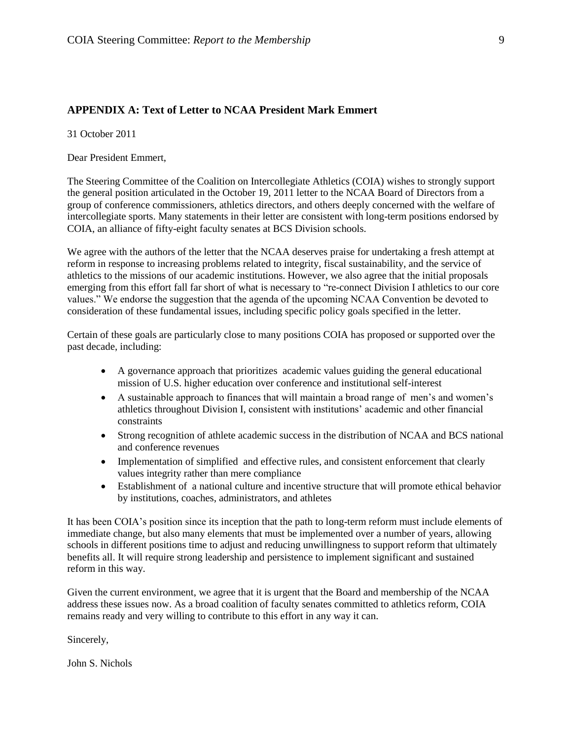## APPENDIX A: Text of Letter to NCAA President Mark Emmert

31 October 2011

Dear President Emmert,

The Steering Committee of the Coalition on Intercollegiate Athletics (COIA) wishes to strongly support the general position articulated in the October 19, 2011 letter to the NCAA Board of Directors from a group of conference commissioners, athletics directors, and others deeply concerned with the welfare of intercollegiate sports. Many statements in their letter are consistent with long-term positions endorsed by COIA, an alliance of fifty-eight faculty senates at BCS Division schools.

We agree with the authors of the letter that the NCAA deserves praise for undertaking a fresh attempt at reform in response to increasing problems related to integrity, fiscal sustainability, and the service of athletics to the missions of our academic institutions. However, we also agree that the initial proposals emerging from this effort fall far short of what is necessary to "re-connect Division I athletics to our core values." We endorse the suggestion that the agenda of the upcoming NCAA Convention be devoted to consideration of these fundamental issues, including specific policy goals specified in the letter.

Certain of these goals are particularly close to many positions COIA has proposed or supported over the past decade, including:

- A governance approach that prioritizes academic values guiding the general educational mission of U.S. higher education over conference and institutional self-interest
- A sustainable approach to finances that will maintain a broad range of men's and women's athletics throughout Division I, consistent with institutions' academic and other financial constraints
- Strong recognition of athlete academic success in the distribution of NCAA and BCS national and conference revenues
- Implementation of simplified and effective rules, and consistent enforcement that clearly values integrity rather than mere compliance
- Establishment of a national culture and incentive structure that will promote ethical behavior by institutions, coaches, administrators, and athletes

It has been COIA's position since its inception that the path to long-term reform must include elements of immediate change, but also many elements that must be implemented over a number of years, allowing schools in different positions time to adjust and reducing unwillingness to support reform that ultimately benefits all. It will require strong leadership and persistence to implement significant and sustained reform in this way.

Given the current environment, we agree that it is urgent that the Board and membership of the NCAA address these issues now. As a broad coalition of faculty senates committed to athletics reform, COIA remains ready and very willing to contribute to this effort in any way it can.

Sincerely,

John S. Nichols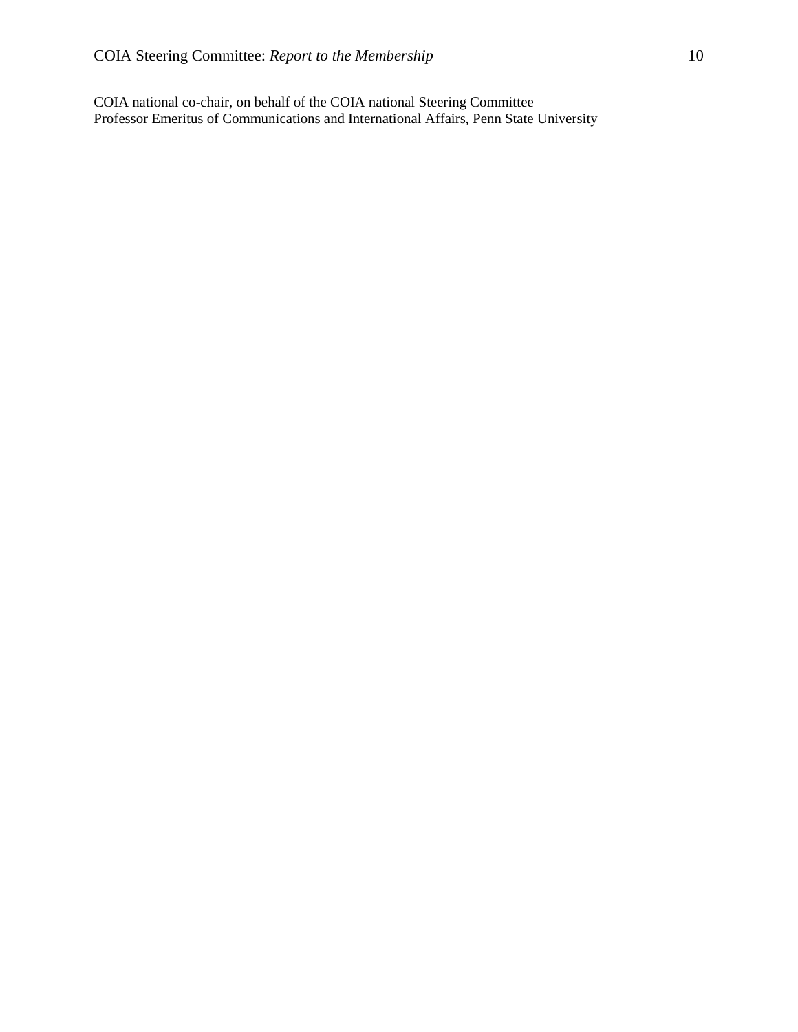COIA national co-chair, on behalf of the COIA national Steering Committee
Professor Emeritus of Communications and International Affairs, Penn State University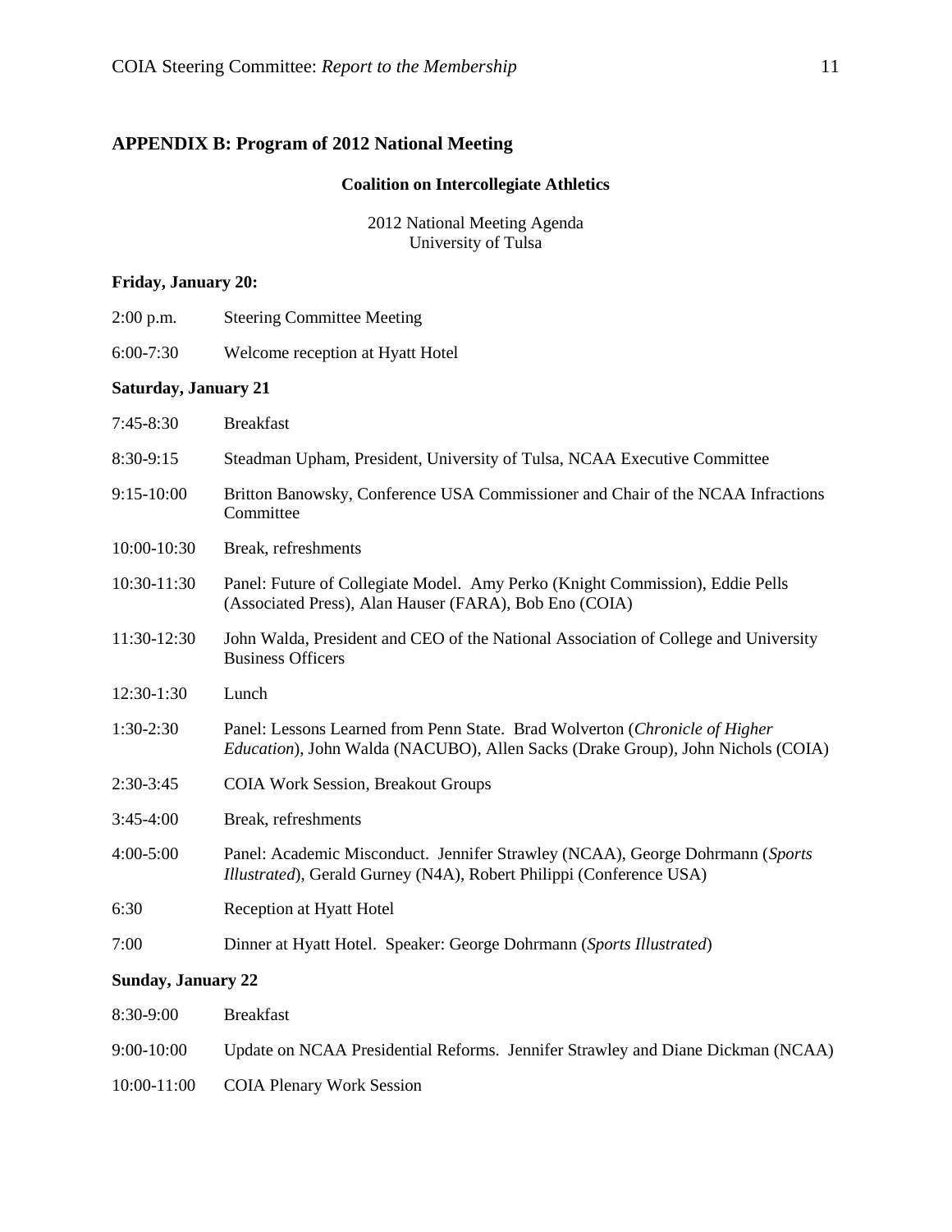## APPENDIX B: Program of 2012 National Meeting

**Coalition on Intercollegiate Athletics**

2012 National Meeting Agenda
University of Tulsa

**Friday, January 20:**

| | |
|---|---|
| 2:00 p.m. | Steering Committee Meeting |
| 6:00-7:30 | Welcome reception at Hyatt Hotel |

**Saturday, January 21**

| | |
|---|---|
| 7:45-8:30 | Breakfast |
| 8:30-9:15 | Steadman Upham, President, University of Tulsa, NCAA Executive Committee |
| 9:15-10:00 | Britton Banowsky, Conference USA Commissioner and Chair of the NCAA Infractions Committee |
| 10:00-10:30 | Break, refreshments |
| 10:30-11:30 | Panel: Future of Collegiate Model. Amy Perko (Knight Commission), Eddie Pells (Associated Press), Alan Hauser (FARA), Bob Eno (COIA) |
| 11:30-12:30 | John Walda, President and CEO of the National Association of College and University Business Officers |
| 12:30-1:30 | Lunch |
| 1:30-2:30 | Panel: Lessons Learned from Penn State. Brad Wolverton (*Chronicle of Higher Education*), John Walda (NACUBO), Allen Sacks (Drake Group), John Nichols (COIA) |
| 2:30-3:45 | COIA Work Session, Breakout Groups |
| 3:45-4:00 | Break, refreshments |
| 4:00-5:00 | Panel: Academic Misconduct. Jennifer Strawley (NCAA), George Dohrmann (*Sports Illustrated*), Gerald Gurney (N4A), Robert Philippi (Conference USA) |
| 6:30 | Reception at Hyatt Hotel |
| 7:00 | Dinner at Hyatt Hotel. Speaker: George Dohrmann (*Sports Illustrated*) |

**Sunday, January 22**

| | |
|---|---|
| 8:30-9:00 | Breakfast |
| 9:00-10:00 | Update on NCAA Presidential Reforms. Jennifer Strawley and Diane Dickman (NCAA) |
| 10:00-11:00 | COIA Plenary Work Session |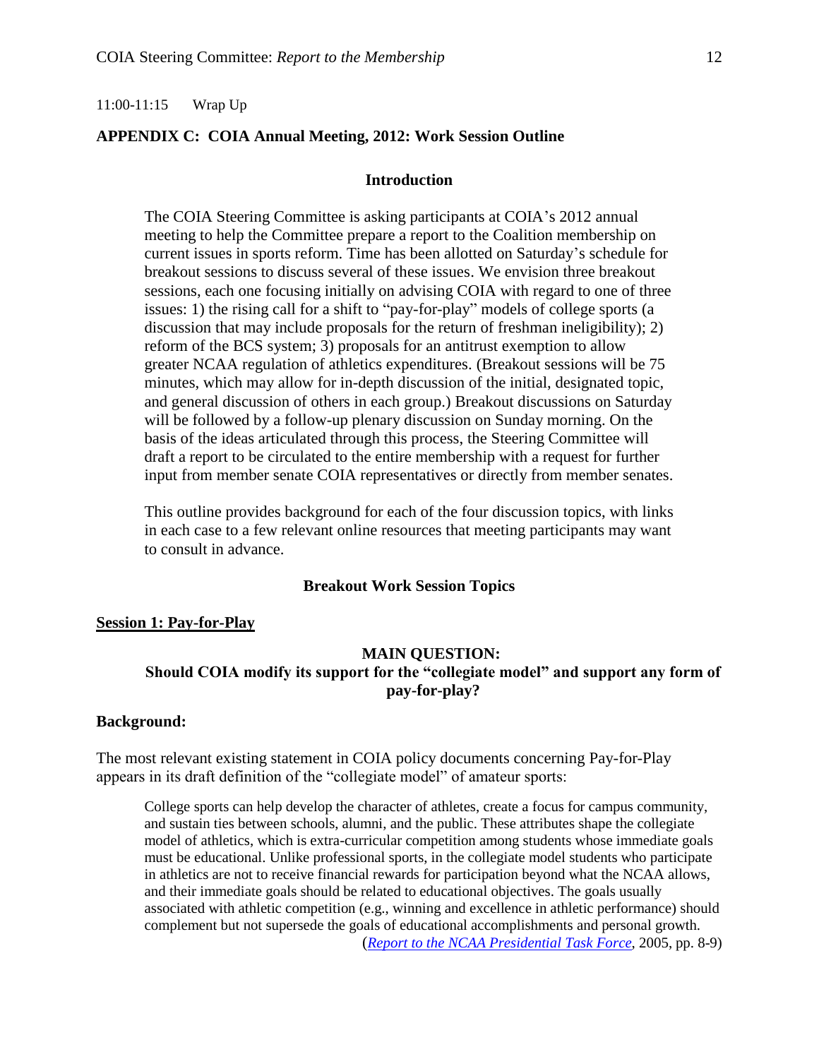11:00-11:15 Wrap Up

## APPENDIX C: COIA Annual Meeting, 2012: Work Session Outline

### Introduction

The COIA Steering Committee is asking participants at COIA's 2012 annual meeting to help the Committee prepare a report to the Coalition membership on current issues in sports reform. Time has been allotted on Saturday's schedule for breakout sessions to discuss several of these issues. We envision three breakout sessions, each one focusing initially on advising COIA with regard to one of three issues: 1) the rising call for a shift to "pay-for-play" models of college sports (a discussion that may include proposals for the return of freshman ineligibility); 2) reform of the BCS system; 3) proposals for an antitrust exemption to allow greater NCAA regulation of athletics expenditures. (Breakout sessions will be 75 minutes, which may allow for in-depth discussion of the initial, designated topic, and general discussion of others in each group.) Breakout discussions on Saturday will be followed by a follow-up plenary discussion on Sunday morning. On the basis of the ideas articulated through this process, the Steering Committee will draft a report to be circulated to the entire membership with a request for further input from member senate COIA representatives or directly from member senates.

This outline provides background for each of the four discussion topics, with links in each case to a few relevant online resources that meeting participants may want to consult in advance.

### Breakout Work Session Topics

**Session 1: Pay-for-Play**

**MAIN QUESTION:**
**Should COIA modify its support for the "collegiate model" and support any form of pay-for-play?**

**Background:**

The most relevant existing statement in COIA policy documents concerning Pay-for-Play appears in its draft definition of the "collegiate model" of amateur sports:

> College sports can help develop the character of athletes, create a focus for campus community, and sustain ties between schools, alumni, and the public. These attributes shape the collegiate model of athletics, which is extra-curricular competition among students whose immediate goals must be educational. Unlike professional sports, in the collegiate model students who participate in athletics are not to receive financial rewards for participation beyond what the NCAA allows, and their immediate goals should be related to educational objectives. The goals usually associated with athletic competition (e.g., winning and excellence in athletic performance) should complement but not supersede the goals of educational accomplishments and personal growth.
> (*Report to the NCAA Presidential Task Force*, 2005, pp. 8-9)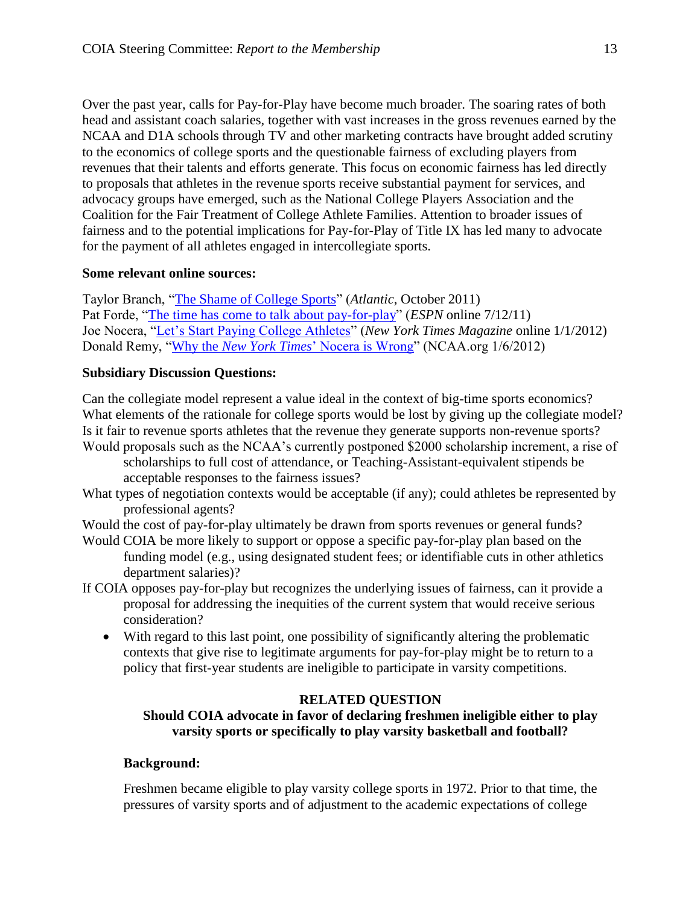Over the past year, calls for Pay-for-Play have become much broader. The soaring rates of both head and assistant coach salaries, together with vast increases in the gross revenues earned by the NCAA and D1A schools through TV and other marketing contracts have brought added scrutiny to the economics of college sports and the questionable fairness of excluding players from revenues that their talents and efforts generate. This focus on economic fairness has led directly to proposals that athletes in the revenue sports receive substantial payment for services, and advocacy groups have emerged, such as the National College Players Association and the Coalition for the Fair Treatment of College Athlete Families. Attention to broader issues of fairness and to the potential implications for Pay-for-Play of Title IX has led many to advocate for the payment of all athletes engaged in intercollegiate sports.

**Some relevant online sources:**

Taylor Branch, "The Shame of College Sports" (*Atlantic*, October 2011)
Pat Forde, "The time has come to talk about pay-for-play" (*ESPN* online 7/12/11)
Joe Nocera, "Let's Start Paying College Athletes" (*New York Times Magazine* online 1/1/2012)
Donald Remy, "Why the *New York Times*' Nocera is Wrong" (NCAA.org 1/6/2012)

**Subsidiary Discussion Questions:**

Can the collegiate model represent a value ideal in the context of big-time sports economics?
What elements of the rationale for college sports would be lost by giving up the collegiate model?
Is it fair to revenue sports athletes that the revenue they generate supports non-revenue sports?
Would proposals such as the NCAA's currently postponed $2000 scholarship increment, a rise of scholarships to full cost of attendance, or Teaching-Assistant-equivalent stipends be acceptable responses to the fairness issues?
What types of negotiation contexts would be acceptable (if any); could athletes be represented by professional agents?
Would the cost of pay-for-play ultimately be drawn from sports revenues or general funds?
Would COIA be more likely to support or oppose a specific pay-for-play plan based on the funding model (e.g., using designated student fees; or identifiable cuts in other athletics department salaries)?
If COIA opposes pay-for-play but recognizes the underlying issues of fairness, can it provide a proposal for addressing the inequities of the current system that would receive serious consideration?

- With regard to this last point, one possibility of significantly altering the problematic contexts that give rise to legitimate arguments for pay-for-play might be to return to a policy that first-year students are ineligible to participate in varsity competitions.

**RELATED QUESTION**

**Should COIA advocate in favor of declaring freshmen ineligible either to play varsity sports or specifically to play varsity basketball and football?**

**Background:**

Freshmen became eligible to play varsity college sports in 1972. Prior to that time, the pressures of varsity sports and of adjustment to the academic expectations of college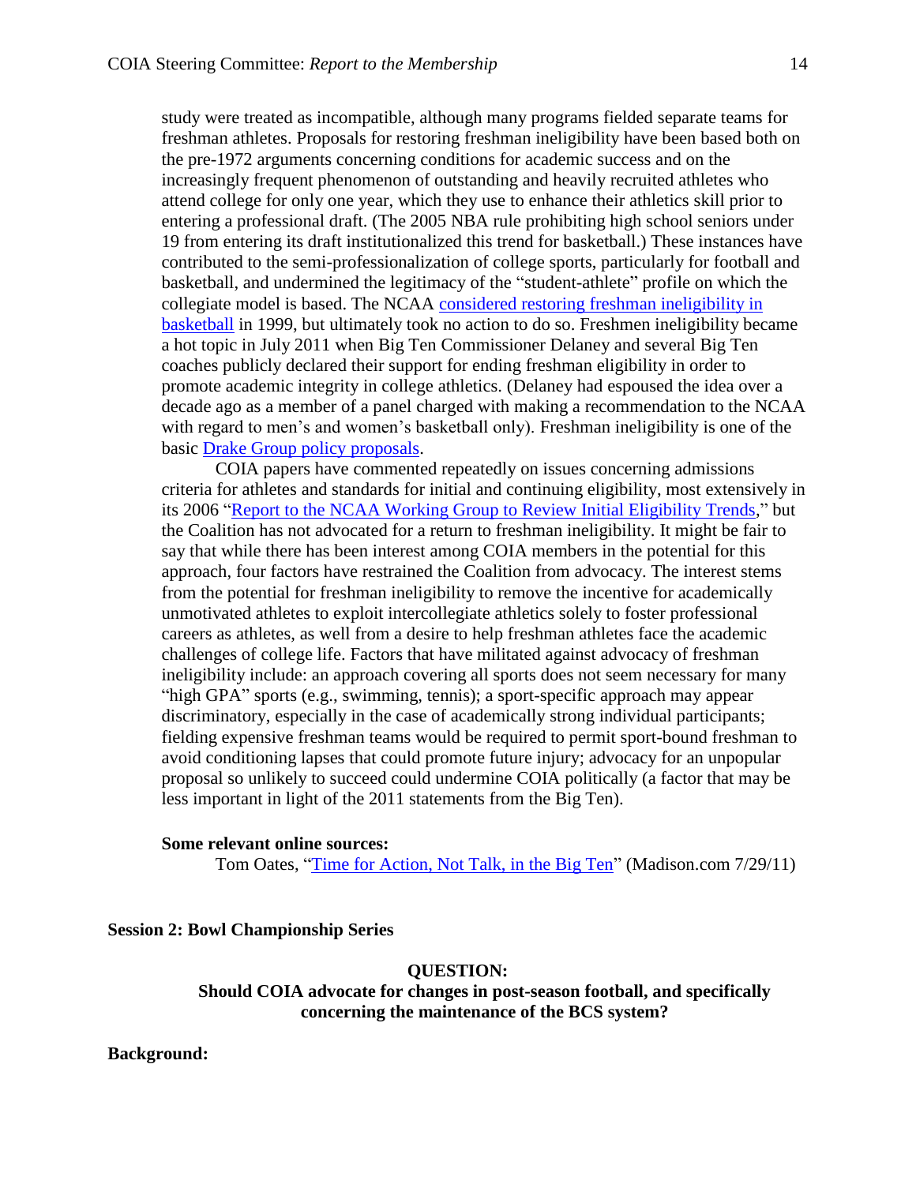study were treated as incompatible, although many programs fielded separate teams for freshman athletes. Proposals for restoring freshman ineligibility have been based both on the pre-1972 arguments concerning conditions for academic success and on the increasingly frequent phenomenon of outstanding and heavily recruited athletes who attend college for only one year, which they use to enhance their athletics skill prior to entering a professional draft. (The 2005 NBA rule prohibiting high school seniors under 19 from entering its draft institutionalized this trend for basketball.) These instances have contributed to the semi-professionalization of college sports, particularly for football and basketball, and undermined the legitimacy of the "student-athlete" profile on which the collegiate model is based. The NCAA considered restoring freshman ineligibility in basketball in 1999, but ultimately took no action to do so. Freshmen ineligibility became a hot topic in July 2011 when Big Ten Commissioner Delaney and several Big Ten coaches publicly declared their support for ending freshman eligibility in order to promote academic integrity in college athletics. (Delaney had espoused the idea over a decade ago as a member of a panel charged with making a recommendation to the NCAA with regard to men's and women's basketball only). Freshman ineligibility is one of the basic Drake Group policy proposals.

COIA papers have commented repeatedly on issues concerning admissions criteria for athletes and standards for initial and continuing eligibility, most extensively in its 2006 "Report to the NCAA Working Group to Review Initial Eligibility Trends," but the Coalition has not advocated for a return to freshman ineligibility. It might be fair to say that while there has been interest among COIA members in the potential for this approach, four factors have restrained the Coalition from advocacy. The interest stems from the potential for freshman ineligibility to remove the incentive for academically unmotivated athletes to exploit intercollegiate athletics solely to foster professional careers as athletes, as well from a desire to help freshman athletes face the academic challenges of college life. Factors that have militated against advocacy of freshman ineligibility include: an approach covering all sports does not seem necessary for many "high GPA" sports (e.g., swimming, tennis); a sport-specific approach may appear discriminatory, especially in the case of academically strong individual participants; fielding expensive freshman teams would be required to permit sport-bound freshman to avoid conditioning lapses that could promote future injury; advocacy for an unpopular proposal so unlikely to succeed could undermine COIA politically (a factor that may be less important in light of the 2011 statements from the Big Ten).

**Some relevant online sources:**

Tom Oates, "Time for Action, Not Talk, in the Big Ten" (Madison.com 7/29/11)

**Session 2: Bowl Championship Series**

**QUESTION:**
**Should COIA advocate for changes in post-season football, and specifically concerning the maintenance of the BCS system?**

**Background:**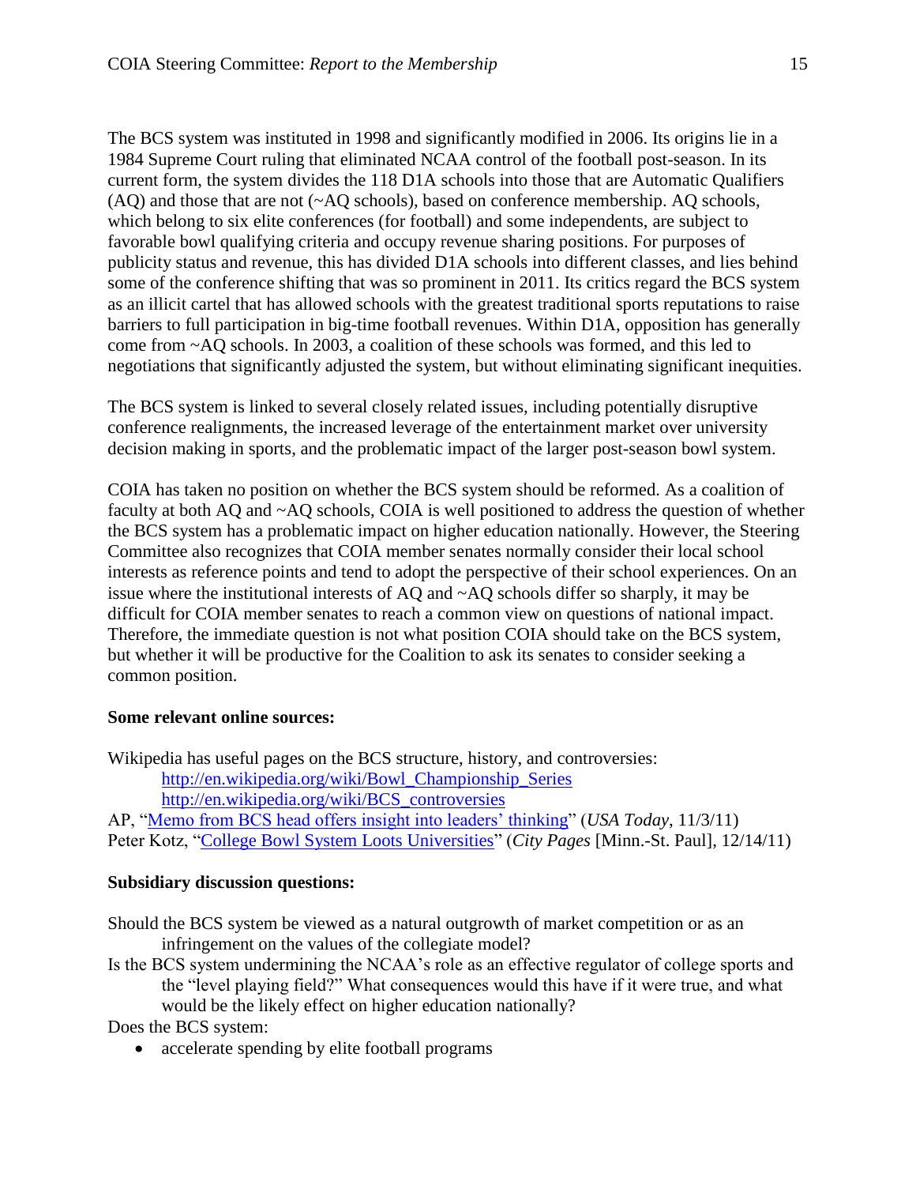The BCS system was instituted in 1998 and significantly modified in 2006. Its origins lie in a 1984 Supreme Court ruling that eliminated NCAA control of the football post-season. In its current form, the system divides the 118 D1A schools into those that are Automatic Qualifiers (AQ) and those that are not (~AQ schools), based on conference membership. AQ schools, which belong to six elite conferences (for football) and some independents, are subject to favorable bowl qualifying criteria and occupy revenue sharing positions. For purposes of publicity status and revenue, this has divided D1A schools into different classes, and lies behind some of the conference shifting that was so prominent in 2011. Its critics regard the BCS system as an illicit cartel that has allowed schools with the greatest traditional sports reputations to raise barriers to full participation in big-time football revenues. Within D1A, opposition has generally come from ~AQ schools. In 2003, a coalition of these schools was formed, and this led to negotiations that significantly adjusted the system, but without eliminating significant inequities.

The BCS system is linked to several closely related issues, including potentially disruptive conference realignments, the increased leverage of the entertainment market over university decision making in sports, and the problematic impact of the larger post-season bowl system.

COIA has taken no position on whether the BCS system should be reformed. As a coalition of faculty at both AQ and ~AQ schools, COIA is well positioned to address the question of whether the BCS system has a problematic impact on higher education nationally. However, the Steering Committee also recognizes that COIA member senates normally consider their local school interests as reference points and tend to adopt the perspective of their school experiences. On an issue where the institutional interests of AQ and ~AQ schools differ so sharply, it may be difficult for COIA member senates to reach a common view on questions of national impact. Therefore, the immediate question is not what position COIA should take on the BCS system, but whether it will be productive for the Coalition to ask its senates to consider seeking a common position.

**Some relevant online sources:**

Wikipedia has useful pages on the BCS structure, history, and controversies:
  http://en.wikipedia.org/wiki/Bowl_Championship_Series
  http://en.wikipedia.org/wiki/BCS_controversies

AP, "Memo from BCS head offers insight into leaders' thinking" (*USA Today*, 11/3/11)
Peter Kotz, "College Bowl System Loots Universities" (*City Pages* [Minn.-St. Paul], 12/14/11)

**Subsidiary discussion questions:**

Should the BCS system be viewed as a natural outgrowth of market competition or as an infringement on the values of the collegiate model?

Is the BCS system undermining the NCAA's role as an effective regulator of college sports and the "level playing field?" What consequences would this have if it were true, and what would be the likely effect on higher education nationally?

Does the BCS system:

- accelerate spending by elite football programs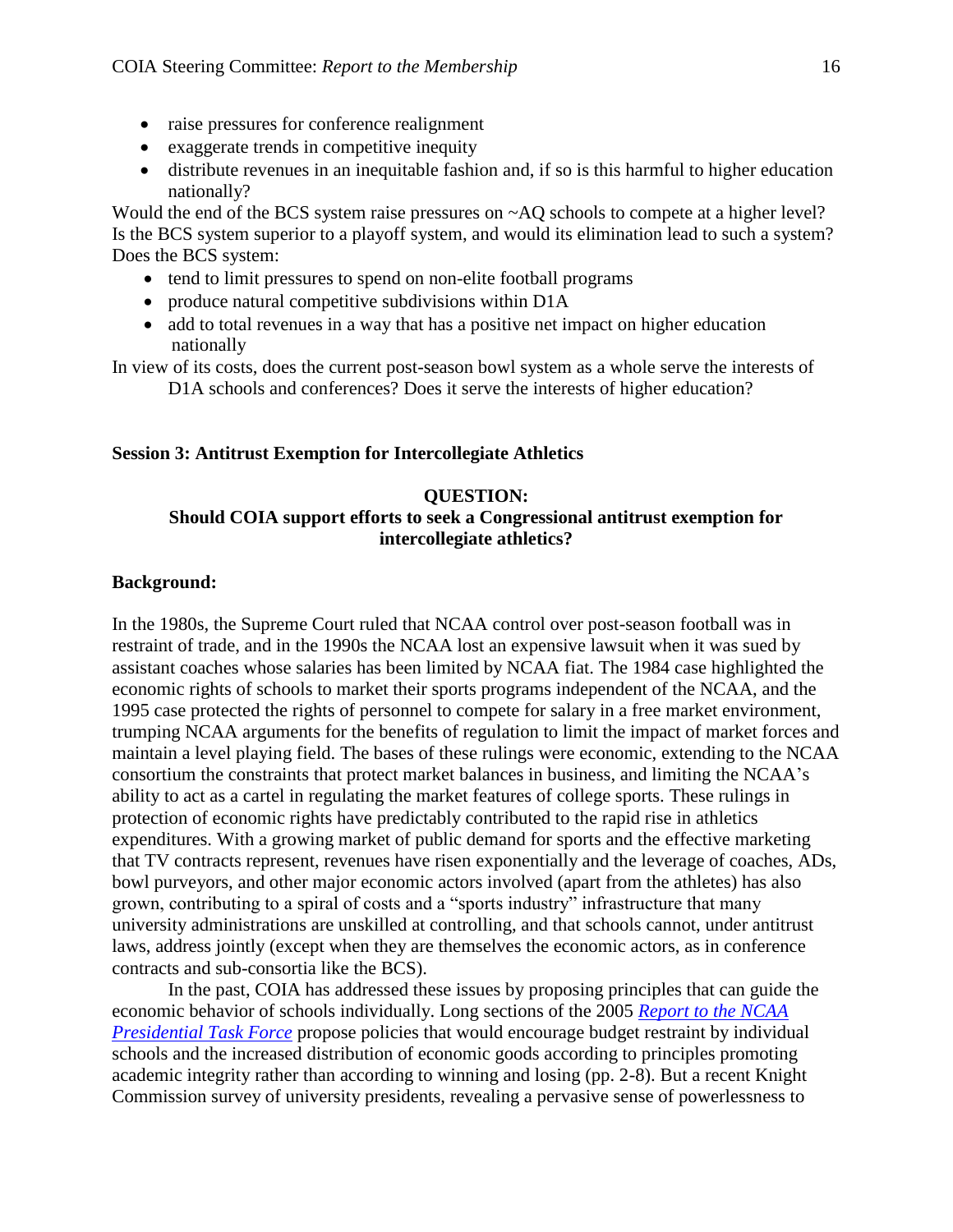- raise pressures for conference realignment
- exaggerate trends in competitive inequity
- distribute revenues in an inequitable fashion and, if so is this harmful to higher education nationally?

Would the end of the BCS system raise pressures on ~AQ schools to compete at a higher level? Is the BCS system superior to a playoff system, and would its elimination lead to such a system? Does the BCS system:

- tend to limit pressures to spend on non-elite football programs
- produce natural competitive subdivisions within D1A
- add to total revenues in a way that has a positive net impact on higher education nationally

In view of its costs, does the current post-season bowl system as a whole serve the interests of D1A schools and conferences? Does it serve the interests of higher education?

**Session 3: Antitrust Exemption for Intercollegiate Athletics**

**QUESTION:**
**Should COIA support efforts to seek a Congressional antitrust exemption for intercollegiate athletics?**

**Background:**

In the 1980s, the Supreme Court ruled that NCAA control over post-season football was in restraint of trade, and in the 1990s the NCAA lost an expensive lawsuit when it was sued by assistant coaches whose salaries has been limited by NCAA fiat. The 1984 case highlighted the economic rights of schools to market their sports programs independent of the NCAA, and the 1995 case protected the rights of personnel to compete for salary in a free market environment, trumping NCAA arguments for the benefits of regulation to limit the impact of market forces and maintain a level playing field. The bases of these rulings were economic, extending to the NCAA consortium the constraints that protect market balances in business, and limiting the NCAA's ability to act as a cartel in regulating the market features of college sports. These rulings in protection of economic rights have predictably contributed to the rapid rise in athletics expenditures. With a growing market of public demand for sports and the effective marketing that TV contracts represent, revenues have risen exponentially and the leverage of coaches, ADs, bowl purveyors, and other major economic actors involved (apart from the athletes) has also grown, contributing to a spiral of costs and a "sports industry" infrastructure that many university administrations are unskilled at controlling, and that schools cannot, under antitrust laws, address jointly (except when they are themselves the economic actors, as in conference contracts and sub-consortia like the BCS).

In the past, COIA has addressed these issues by proposing principles that can guide the economic behavior of schools individually. Long sections of the 2005 *Report to the NCAA Presidential Task Force* propose policies that would encourage budget restraint by individual schools and the increased distribution of economic goods according to principles promoting academic integrity rather than according to winning and losing (pp. 2-8). But a recent Knight Commission survey of university presidents, revealing a pervasive sense of powerlessness to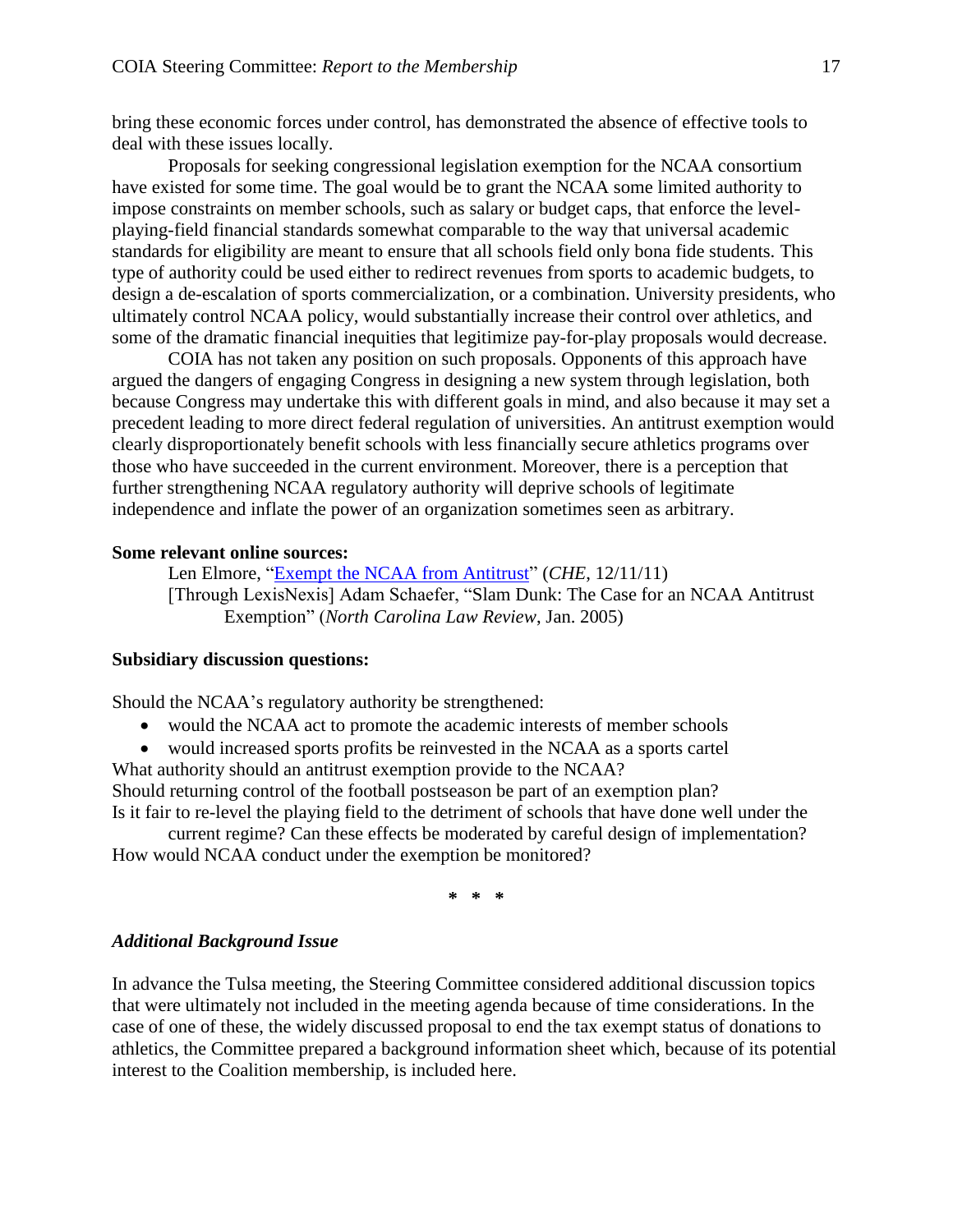bring these economic forces under control, has demonstrated the absence of effective tools to deal with these issues locally.

Proposals for seeking congressional legislation exemption for the NCAA consortium have existed for some time. The goal would be to grant the NCAA some limited authority to impose constraints on member schools, such as salary or budget caps, that enforce the level-playing-field financial standards somewhat comparable to the way that universal academic standards for eligibility are meant to ensure that all schools field only bona fide students. This type of authority could be used either to redirect revenues from sports to academic budgets, to design a de-escalation of sports commercialization, or a combination. University presidents, who ultimately control NCAA policy, would substantially increase their control over athletics, and some of the dramatic financial inequities that legitimize pay-for-play proposals would decrease.

COIA has not taken any position on such proposals. Opponents of this approach have argued the dangers of engaging Congress in designing a new system through legislation, both because Congress may undertake this with different goals in mind, and also because it may set a precedent leading to more direct federal regulation of universities. An antitrust exemption would clearly disproportionately benefit schools with less financially secure athletics programs over those who have succeeded in the current environment. Moreover, there is a perception that further strengthening NCAA regulatory authority will deprive schools of legitimate independence and inflate the power of an organization sometimes seen as arbitrary.

**Some relevant online sources:**

Len Elmore, "Exempt the NCAA from Antitrust" (*CHE*, 12/11/11)
[Through LexisNexis] Adam Schaefer, "Slam Dunk: The Case for an NCAA Antitrust Exemption" (*North Carolina Law Review*, Jan. 2005)

**Subsidiary discussion questions:**

Should the NCAA's regulatory authority be strengthened:

- would the NCAA act to promote the academic interests of member schools
- would increased sports profits be reinvested in the NCAA as a sports cartel

What authority should an antitrust exemption provide to the NCAA?
Should returning control of the football postseason be part of an exemption plan?
Is it fair to re-level the playing field to the detriment of schools that have done well under the current regime? Can these effects be moderated by careful design of implementation?
How would NCAA conduct under the exemption be monitored?

\* \* \*

### *Additional Background Issue*

In advance the Tulsa meeting, the Steering Committee considered additional discussion topics that were ultimately not included in the meeting agenda because of time considerations. In the case of one of these, the widely discussed proposal to end the tax exempt status of donations to athletics, the Committee prepared a background information sheet which, because of its potential interest to the Coalition membership, is included here.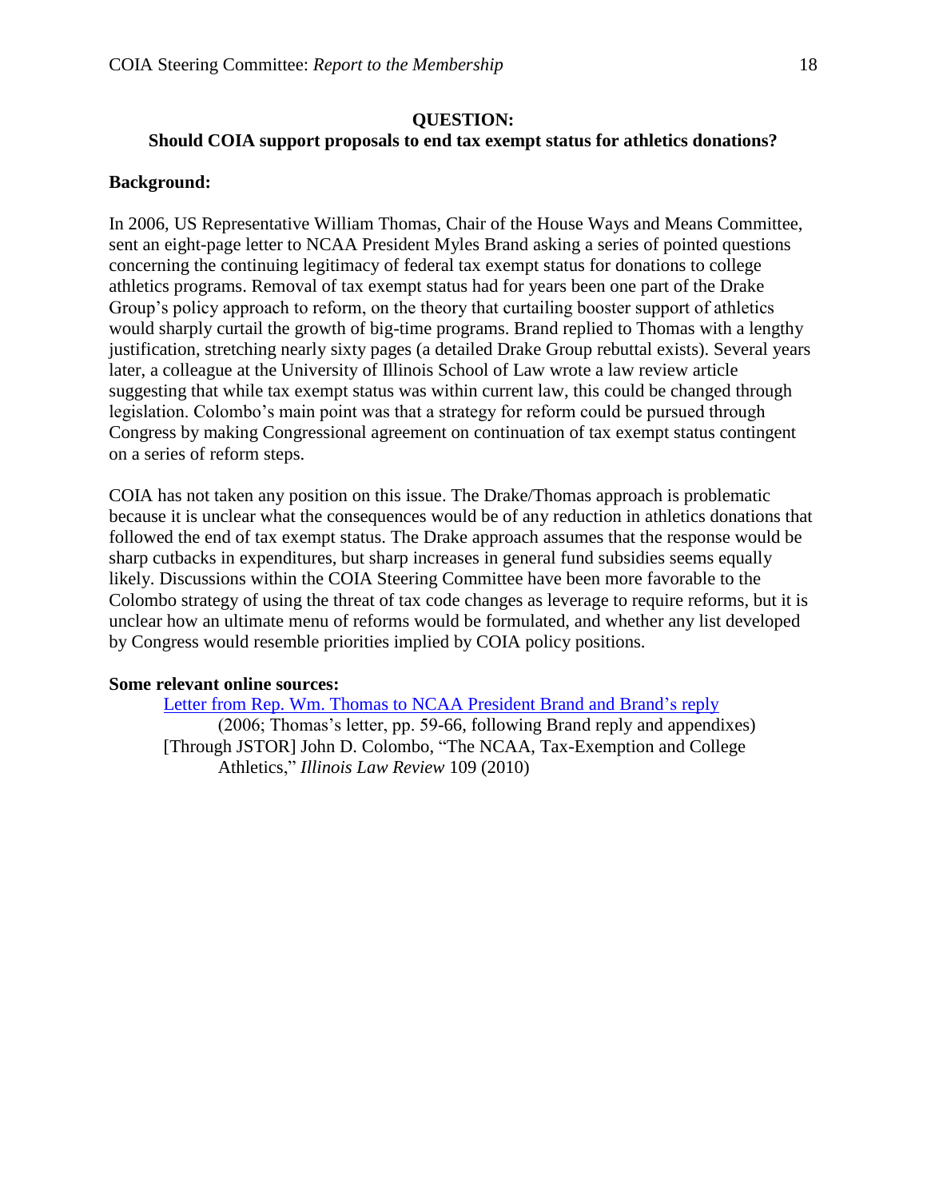**QUESTION:**
**Should COIA support proposals to end tax exempt status for athletics donations?**

**Background:**

In 2006, US Representative William Thomas, Chair of the House Ways and Means Committee, sent an eight-page letter to NCAA President Myles Brand asking a series of pointed questions concerning the continuing legitimacy of federal tax exempt status for donations to college athletics programs. Removal of tax exempt status had for years been one part of the Drake Group's policy approach to reform, on the theory that curtailing booster support of athletics would sharply curtail the growth of big-time programs. Brand replied to Thomas with a lengthy justification, stretching nearly sixty pages (a detailed Drake Group rebuttal exists). Several years later, a colleague at the University of Illinois School of Law wrote a law review article suggesting that while tax exempt status was within current law, this could be changed through legislation. Colombo's main point was that a strategy for reform could be pursued through Congress by making Congressional agreement on continuation of tax exempt status contingent on a series of reform steps.

COIA has not taken any position on this issue. The Drake/Thomas approach is problematic because it is unclear what the consequences would be of any reduction in athletics donations that followed the end of tax exempt status. The Drake approach assumes that the response would be sharp cutbacks in expenditures, but sharp increases in general fund subsidies seems equally likely. Discussions within the COIA Steering Committee have been more favorable to the Colombo strategy of using the threat of tax code changes as leverage to require reforms, but it is unclear how an ultimate menu of reforms would be formulated, and whether any list developed by Congress would resemble priorities implied by COIA policy positions.

**Some relevant online sources:**

- Letter from Rep. Wm. Thomas to NCAA President Brand and Brand's reply (2006; Thomas's letter, pp. 59-66, following Brand reply and appendixes)
- [Through JSTOR] John D. Colombo, "The NCAA, Tax-Exemption and College Athletics," *Illinois Law Review* 109 (2010)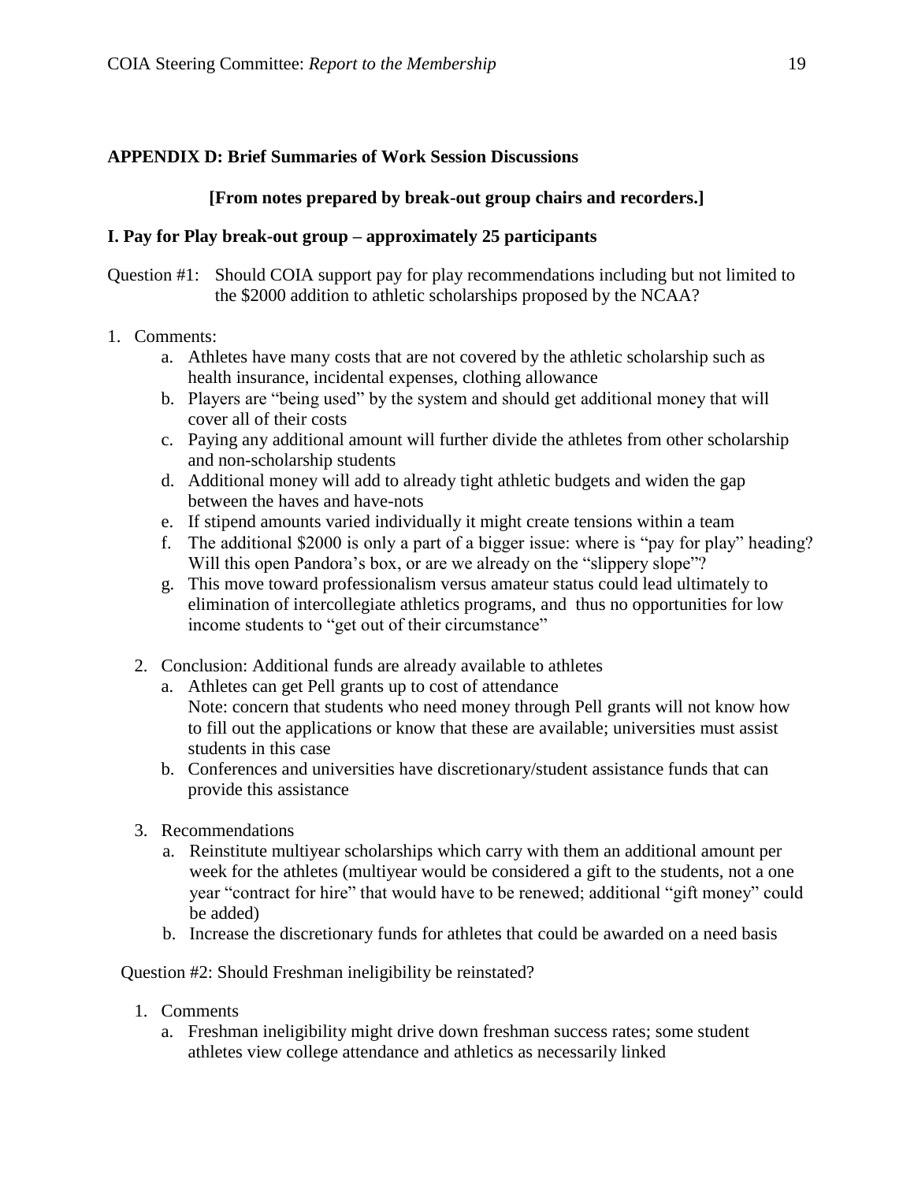**APPENDIX D: Brief Summaries of Work Session Discussions**

**[From notes prepared by break-out group chairs and recorders.]**

**I. Pay for Play break-out group – approximately 25 participants**

Question #1: Should COIA support pay for play recommendations including but not limited to the $2000 addition to athletic scholarships proposed by the NCAA?

1. Comments:
   a. Athletes have many costs that are not covered by the athletic scholarship such as health insurance, incidental expenses, clothing allowance
   b. Players are "being used" by the system and should get additional money that will cover all of their costs
   c. Paying any additional amount will further divide the athletes from other scholarship and non-scholarship students
   d. Additional money will add to already tight athletic budgets and widen the gap between the haves and have-nots
   e. If stipend amounts varied individually it might create tensions within a team
   f. The additional $2000 is only a part of a bigger issue: where is "pay for play" heading? Will this open Pandora's box, or are we already on the "slippery slope"?
   g. This move toward professionalism versus amateur status could lead ultimately to elimination of intercollegiate athletics programs, and thus no opportunities for low income students to "get out of their circumstance"

2. Conclusion: Additional funds are already available to athletes
   a. Athletes can get Pell grants up to cost of attendance
      Note: concern that students who need money through Pell grants will not know how to fill out the applications or know that these are available; universities must assist students in this case
   b. Conferences and universities have discretionary/student assistance funds that can provide this assistance

3. Recommendations
   a. Reinstitute multiyear scholarships which carry with them an additional amount per week for the athletes (multiyear would be considered a gift to the students, not a one year "contract for hire" that would have to be renewed; additional "gift money" could be added)
   b. Increase the discretionary funds for athletes that could be awarded on a need basis

Question #2: Should Freshman ineligibility be reinstated?

1. Comments
   a. Freshman ineligibility might drive down freshman success rates; some student athletes view college attendance and athletics as necessarily linked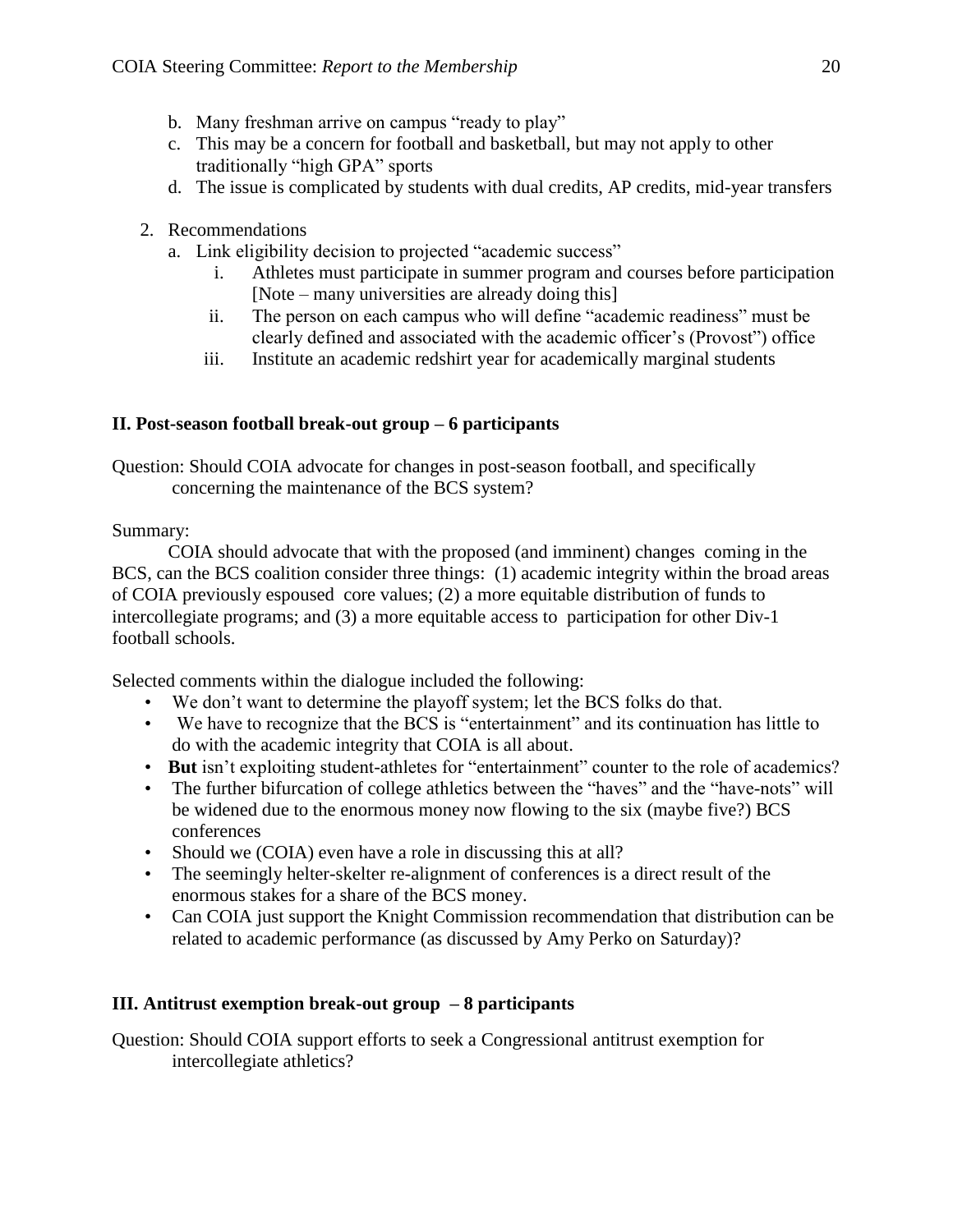b. Many freshman arrive on campus "ready to play"
c. This may be a concern for football and basketball, but may not apply to other traditionally "high GPA" sports
d. The issue is complicated by students with dual credits, AP credits, mid-year transfers

2. Recommendations
   a. Link eligibility decision to projected "academic success"
      i. Athletes must participate in summer program and courses before participation [Note – many universities are already doing this]
      ii. The person on each campus who will define "academic readiness" must be clearly defined and associated with the academic officer's (Provost") office
      iii. Institute an academic redshirt year for academically marginal students

## II. Post-season football break-out group – 6 participants

Question: Should COIA advocate for changes in post-season football, and specifically concerning the maintenance of the BCS system?

Summary:

COIA should advocate that with the proposed (and imminent) changes coming in the BCS, can the BCS coalition consider three things: (1) academic integrity within the broad areas of COIA previously espoused core values; (2) a more equitable distribution of funds to intercollegiate programs; and (3) a more equitable access to participation for other Div-1 football schools.

Selected comments within the dialogue included the following:

- We don't want to determine the playoff system; let the BCS folks do that.
- We have to recognize that the BCS is "entertainment" and its continuation has little to do with the academic integrity that COIA is all about.
- **But** isn't exploiting student-athletes for "entertainment" counter to the role of academics?
- The further bifurcation of college athletics between the "haves" and the "have-nots" will be widened due to the enormous money now flowing to the six (maybe five?) BCS conferences
- Should we (COIA) even have a role in discussing this at all?
- The seemingly helter-skelter re-alignment of conferences is a direct result of the enormous stakes for a share of the BCS money.
- Can COIA just support the Knight Commission recommendation that distribution can be related to academic performance (as discussed by Amy Perko on Saturday)?

## III. Antitrust exemption break-out group – 8 participants

Question: Should COIA support efforts to seek a Congressional antitrust exemption for intercollegiate athletics?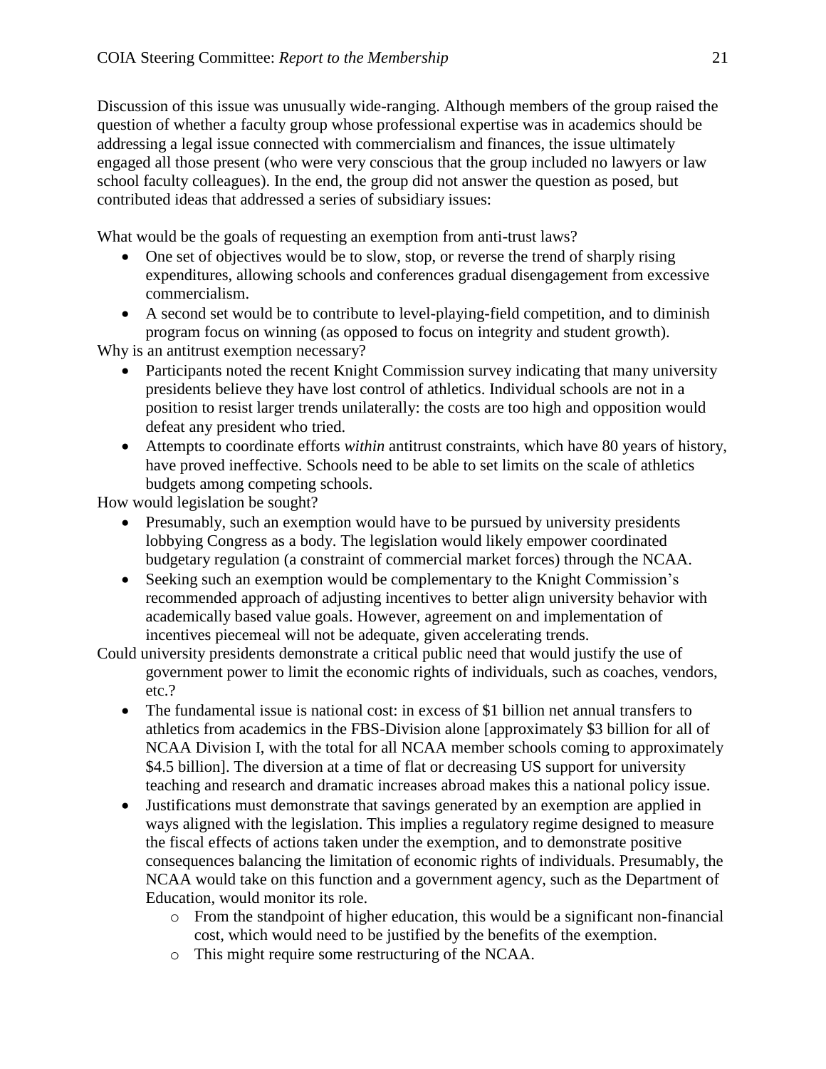Discussion of this issue was unusually wide-ranging. Although members of the group raised the question of whether a faculty group whose professional expertise was in academics should be addressing a legal issue connected with commercialism and finances, the issue ultimately engaged all those present (who were very conscious that the group included no lawyers or law school faculty colleagues). In the end, the group did not answer the question as posed, but contributed ideas that addressed a series of subsidiary issues:

What would be the goals of requesting an exemption from anti-trust laws?

- One set of objectives would be to slow, stop, or reverse the trend of sharply rising expenditures, allowing schools and conferences gradual disengagement from excessive commercialism.
- A second set would be to contribute to level-playing-field competition, and to diminish program focus on winning (as opposed to focus on integrity and student growth).

Why is an antitrust exemption necessary?

- Participants noted the recent Knight Commission survey indicating that many university presidents believe they have lost control of athletics. Individual schools are not in a position to resist larger trends unilaterally: the costs are too high and opposition would defeat any president who tried.
- Attempts to coordinate efforts *within* antitrust constraints, which have 80 years of history, have proved ineffective. Schools need to be able to set limits on the scale of athletics budgets among competing schools.

How would legislation be sought?

- Presumably, such an exemption would have to be pursued by university presidents lobbying Congress as a body. The legislation would likely empower coordinated budgetary regulation (a constraint of commercial market forces) through the NCAA.
- Seeking such an exemption would be complementary to the Knight Commission's recommended approach of adjusting incentives to better align university behavior with academically based value goals. However, agreement on and implementation of incentives piecemeal will not be adequate, given accelerating trends.

Could university presidents demonstrate a critical public need that would justify the use of government power to limit the economic rights of individuals, such as coaches, vendors, etc.?

- The fundamental issue is national cost: in excess of $1 billion net annual transfers to athletics from academics in the FBS-Division alone [approximately $3 billion for all of NCAA Division I, with the total for all NCAA member schools coming to approximately $4.5 billion]. The diversion at a time of flat or decreasing US support for university teaching and research and dramatic increases abroad makes this a national policy issue.
- Justifications must demonstrate that savings generated by an exemption are applied in ways aligned with the legislation. This implies a regulatory regime designed to measure the fiscal effects of actions taken under the exemption, and to demonstrate positive consequences balancing the limitation of economic rights of individuals. Presumably, the NCAA would take on this function and a government agency, such as the Department of Education, would monitor its role.
  - From the standpoint of higher education, this would be a significant non-financial cost, which would need to be justified by the benefits of the exemption.
  - This might require some restructuring of the NCAA.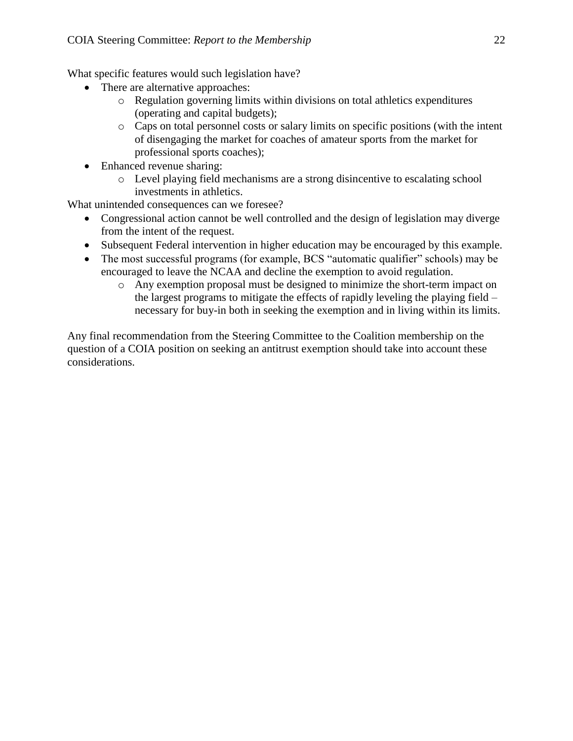What specific features would such legislation have?

- There are alternative approaches:
  - Regulation governing limits within divisions on total athletics expenditures (operating and capital budgets);
  - Caps on total personnel costs or salary limits on specific positions (with the intent of disengaging the market for coaches of amateur sports from the market for professional sports coaches);
- Enhanced revenue sharing:
  - Level playing field mechanisms are a strong disincentive to escalating school investments in athletics.

What unintended consequences can we foresee?

- Congressional action cannot be well controlled and the design of legislation may diverge from the intent of the request.
- Subsequent Federal intervention in higher education may be encouraged by this example.
- The most successful programs (for example, BCS "automatic qualifier" schools) may be encouraged to leave the NCAA and decline the exemption to avoid regulation.
  - Any exemption proposal must be designed to minimize the short-term impact on the largest programs to mitigate the effects of rapidly leveling the playing field – necessary for buy-in both in seeking the exemption and in living within its limits.

Any final recommendation from the Steering Committee to the Coalition membership on the question of a COIA position on seeking an antitrust exemption should take into account these considerations.